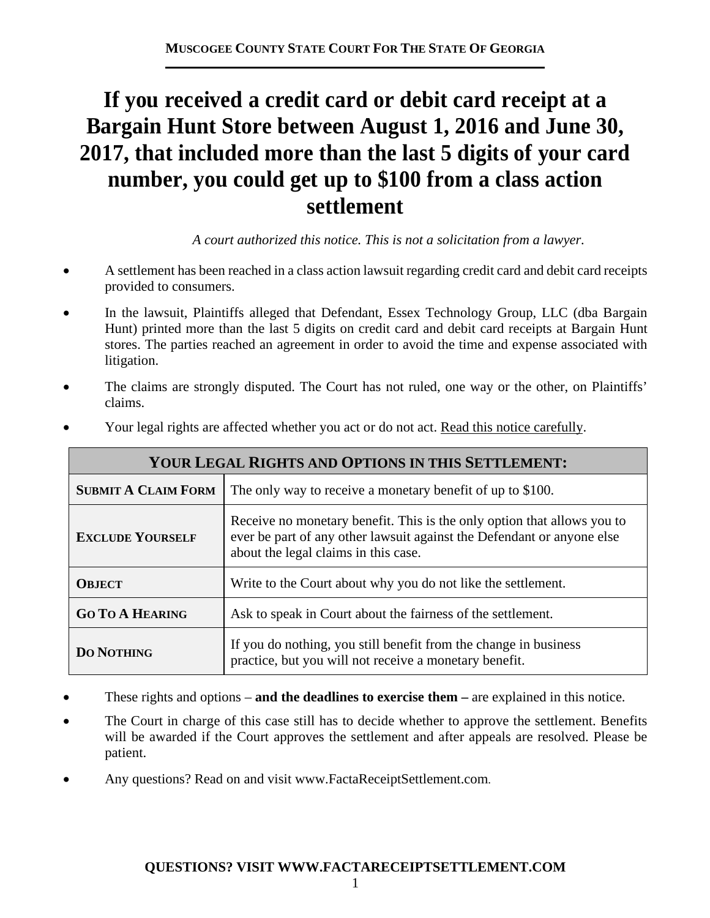**MUSCOGEE COUNTY STATE COURT FOR THE STATE OF GEORGIA**

# If you received a credit card or debit card receipt at a Bargain Hunt Store between August 1, 2016 and June 30, 2017, that included more than the last 5 digits of your card number, you could get up to $100 from a class action settlement

*A court authorized this notice. This is not a solicitation from a lawyer.*

- A settlement has been reached in a class action lawsuit regarding credit card and debit card receipts provided to consumers.
- In the lawsuit, Plaintiffs alleged that Defendant, Essex Technology Group, LLC (dba Bargain Hunt) printed more than the last 5 digits on credit card and debit card receipts at Bargain Hunt stores. The parties reached an agreement in order to avoid the time and expense associated with litigation.
- The claims are strongly disputed. The Court has not ruled, one way or the other, on Plaintiffs' claims.
- Your legal rights are affected whether you act or do not act. Read this notice carefully.

| YOUR LEGAL RIGHTS AND OPTIONS IN THIS SETTLEMENT: | |
|---|---|
| **SUBMIT A CLAIM FORM** | The only way to receive a monetary benefit of up to $100. |
| **EXCLUDE YOURSELF** | Receive no monetary benefit. This is the only option that allows you to ever be part of any other lawsuit against the Defendant or anyone else about the legal claims in this case. |
| **OBJECT** | Write to the Court about why you do not like the settlement. |
| **GO TO A HEARING** | Ask to speak in Court about the fairness of the settlement. |
| **DO NOTHING** | If you do nothing, you still benefit from the change in business practice, but you will not receive a monetary benefit. |

- These rights and options – **and the deadlines to exercise them –** are explained in this notice.
- The Court in charge of this case still has to decide whether to approve the settlement. Benefits will be awarded if the Court approves the settlement and after appeals are resolved. Please be patient.
- Any questions? Read on and visit www.FactaReceiptSettlement.com.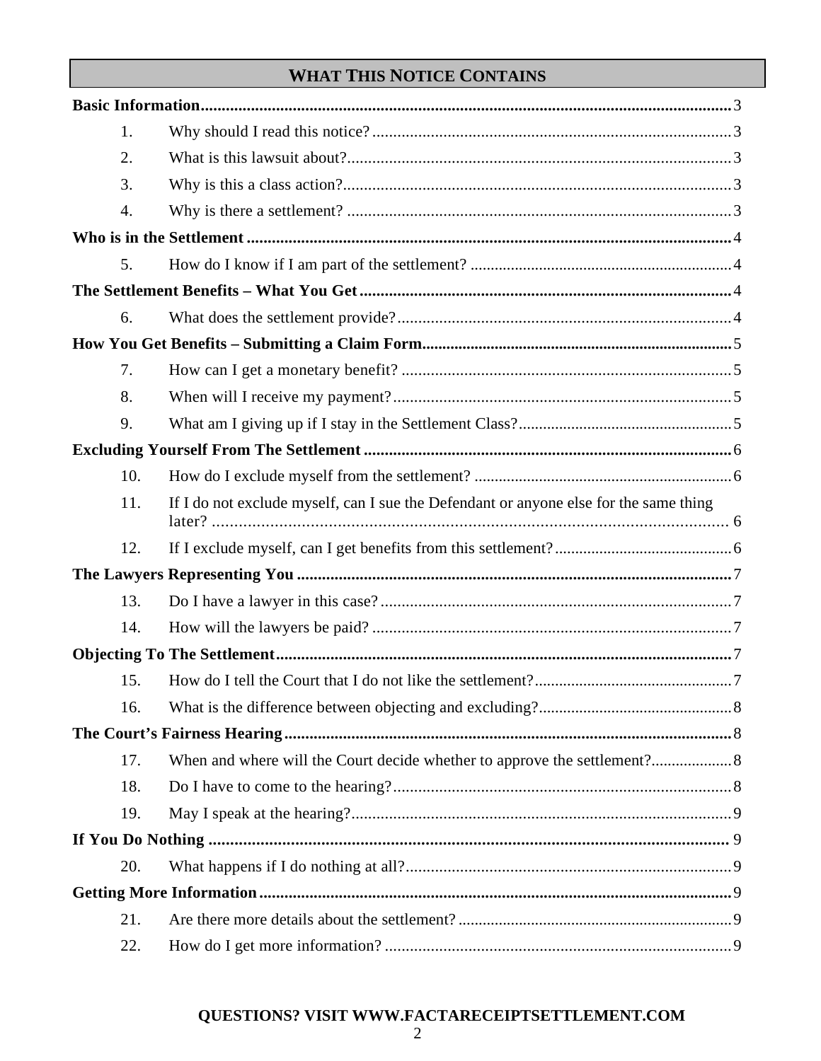## WHAT THIS NOTICE CONTAINS

**Basic Information** ........................................................................ 3

1. Why should I read this notice? ........................................................ 3
2. What is this lawsuit about? ........................................................ 3
3. Why is this a class action? ........................................................ 3
4. Why is there a settlement? ........................................................ 3

**Who is in the Settlement** ........................................................................ 4

5. How do I know if I am part of the settlement? ........................................................ 4

**The Settlement Benefits – What You Get** ........................................................................ 4

6. What does the settlement provide? ........................................................ 4

**How You Get Benefits – Submitting a Claim Form** ........................................................................ 5

7. How can I get a monetary benefit? ........................................................ 5
8. When will I receive my payment? ........................................................ 5
9. What am I giving up if I stay in the Settlement Class? ........................................................ 5

**Excluding Yourself From The Settlement** ........................................................................ 6

10. How do I exclude myself from the settlement? ........................................................ 6
11. If I do not exclude myself, can I sue the Defendant or anyone else for the same thing later? ........................................................ 6
12. If I exclude myself, can I get benefits from this settlement? ........................................................ 6

**The Lawyers Representing You** ........................................................................ 7

13. Do I have a lawyer in this case? ........................................................ 7
14. How will the lawyers be paid? ........................................................ 7

**Objecting To The Settlement** ........................................................................ 7

15. How do I tell the Court that I do not like the settlement? ........................................................ 7
16. What is the difference between objecting and excluding? ........................................................ 8

**The Court's Fairness Hearing** ........................................................................ 8

17. When and where will the Court decide whether to approve the settlement? ........................................................ 8
18. Do I have to come to the hearing? ........................................................ 8
19. May I speak at the hearing? ........................................................ 9

**If You Do Nothing** ........................................................................ 9

20. What happens if I do nothing at all? ........................................................ 9

**Getting More Information** ........................................................................ 9

21. Are there more details about the settlement? ........................................................ 9
22. How do I get more information? ........................................................ 9

**QUESTIONS? VISIT WWW.FACTARECEIPTSETTLEMENT.COM**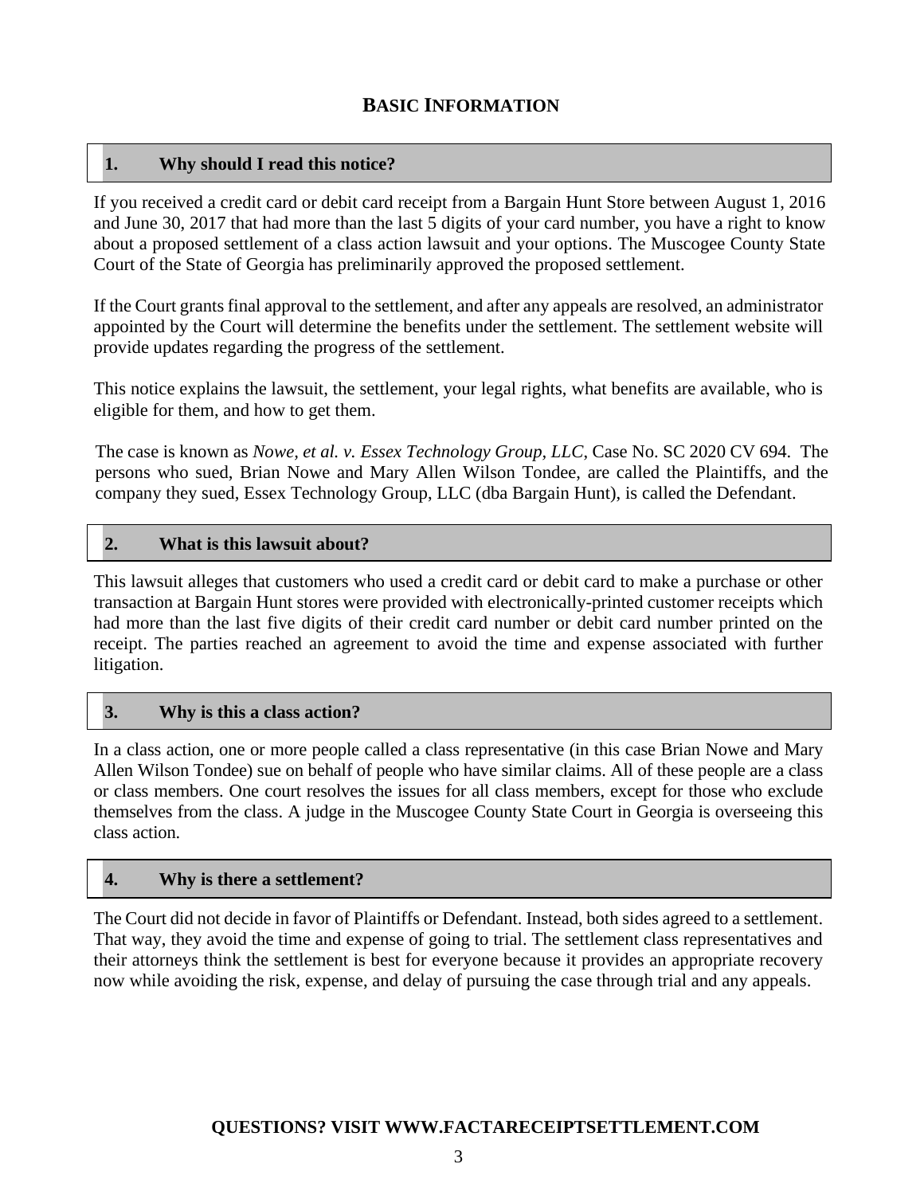## BASIC INFORMATION

### 1. Why should I read this notice?

If you received a credit card or debit card receipt from a Bargain Hunt Store between August 1, 2016 and June 30, 2017 that had more than the last 5 digits of your card number, you have a right to know about a proposed settlement of a class action lawsuit and your options. The Muscogee County State Court of the State of Georgia has preliminarily approved the proposed settlement.

If the Court grants final approval to the settlement, and after any appeals are resolved, an administrator appointed by the Court will determine the benefits under the settlement. The settlement website will provide updates regarding the progress of the settlement.

This notice explains the lawsuit, the settlement, your legal rights, what benefits are available, who is eligible for them, and how to get them.

The case is known as *Nowe, et al. v. Essex Technology Group, LLC*, Case No. SC 2020 CV 694. The persons who sued, Brian Nowe and Mary Allen Wilson Tondee, are called the Plaintiffs, and the company they sued, Essex Technology Group, LLC (dba Bargain Hunt), is called the Defendant.

### 2. What is this lawsuit about?

This lawsuit alleges that customers who used a credit card or debit card to make a purchase or other transaction at Bargain Hunt stores were provided with electronically-printed customer receipts which had more than the last five digits of their credit card number or debit card number printed on the receipt. The parties reached an agreement to avoid the time and expense associated with further litigation.

### 3. Why is this a class action?

In a class action, one or more people called a class representative (in this case Brian Nowe and Mary Allen Wilson Tondee) sue on behalf of people who have similar claims. All of these people are a class or class members. One court resolves the issues for all class members, except for those who exclude themselves from the class. A judge in the Muscogee County State Court in Georgia is overseeing this class action.

### 4. Why is there a settlement?

The Court did not decide in favor of Plaintiffs or Defendant. Instead, both sides agreed to a settlement. That way, they avoid the time and expense of going to trial. The settlement class representatives and their attorneys think the settlement is best for everyone because it provides an appropriate recovery now while avoiding the risk, expense, and delay of pursuing the case through trial and any appeals.

**QUESTIONS? VISIT WWW.FACTARECEIPTSETTLEMENT.COM**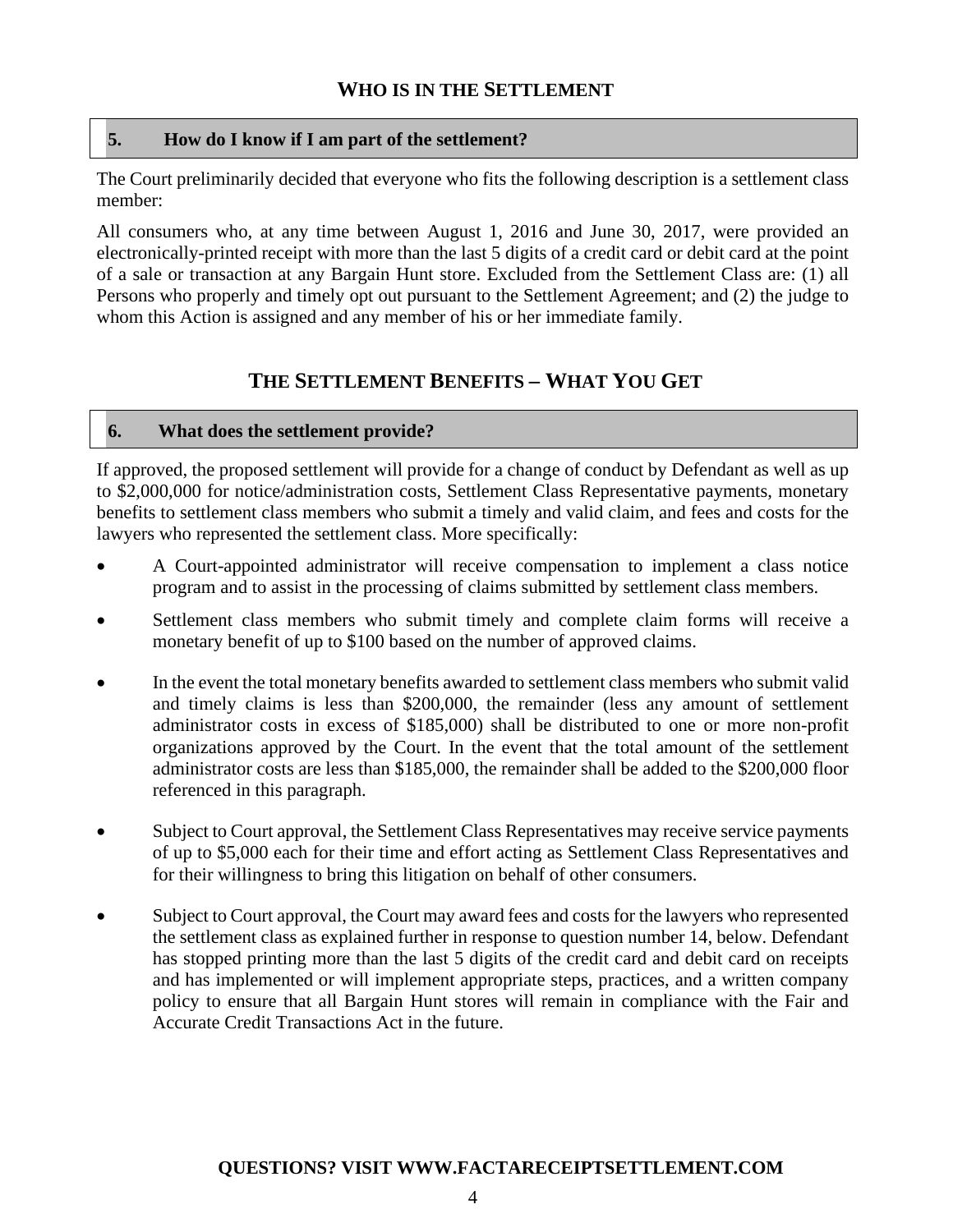## WHO IS IN THE SETTLEMENT

### 5. How do I know if I am part of the settlement?

The Court preliminarily decided that everyone who fits the following description is a settlement class member:

All consumers who, at any time between August 1, 2016 and June 30, 2017, were provided an electronically-printed receipt with more than the last 5 digits of a credit card or debit card at the point of a sale or transaction at any Bargain Hunt store. Excluded from the Settlement Class are: (1) all Persons who properly and timely opt out pursuant to the Settlement Agreement; and (2) the judge to whom this Action is assigned and any member of his or her immediate family.

## THE SETTLEMENT BENEFITS – WHAT YOU GET

### 6. What does the settlement provide?

If approved, the proposed settlement will provide for a change of conduct by Defendant as well as up to $2,000,000 for notice/administration costs, Settlement Class Representative payments, monetary benefits to settlement class members who submit a timely and valid claim, and fees and costs for the lawyers who represented the settlement class. More specifically:

- A Court-appointed administrator will receive compensation to implement a class notice program and to assist in the processing of claims submitted by settlement class members.
- Settlement class members who submit timely and complete claim forms will receive a monetary benefit of up to $100 based on the number of approved claims.
- In the event the total monetary benefits awarded to settlement class members who submit valid and timely claims is less than $200,000, the remainder (less any amount of settlement administrator costs in excess of $185,000) shall be distributed to one or more non-profit organizations approved by the Court. In the event that the total amount of the settlement administrator costs are less than $185,000, the remainder shall be added to the $200,000 floor referenced in this paragraph.
- Subject to Court approval, the Settlement Class Representatives may receive service payments of up to $5,000 each for their time and effort acting as Settlement Class Representatives and for their willingness to bring this litigation on behalf of other consumers.
- Subject to Court approval, the Court may award fees and costs for the lawyers who represented the settlement class as explained further in response to question number 14, below. Defendant has stopped printing more than the last 5 digits of the credit card and debit card on receipts and has implemented or will implement appropriate steps, practices, and a written company policy to ensure that all Bargain Hunt stores will remain in compliance with the Fair and Accurate Credit Transactions Act in the future.

**QUESTIONS? VISIT WWW.FACTARECEIPTSETTLEMENT.COM**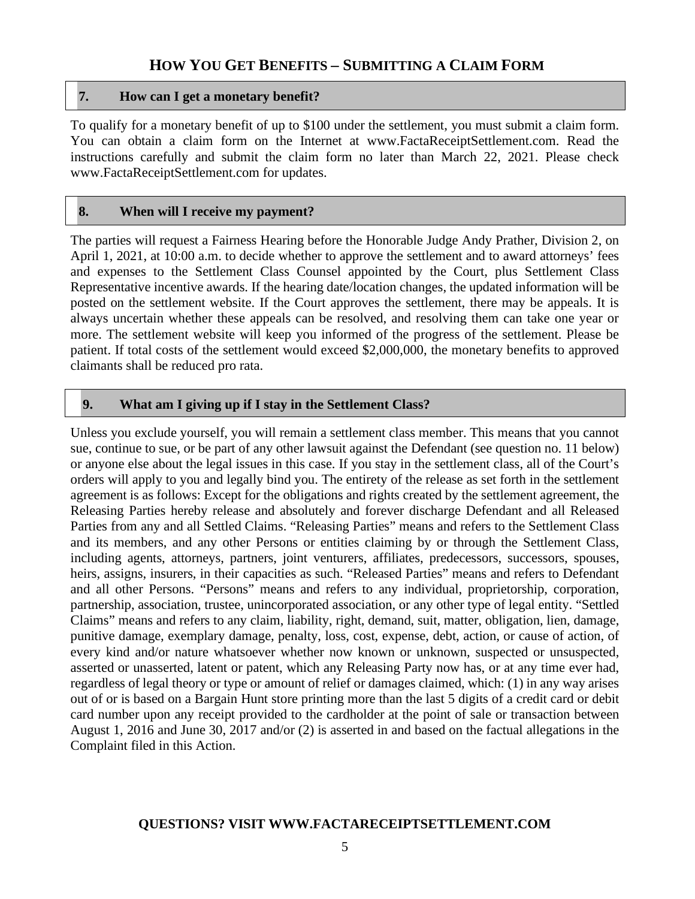## HOW YOU GET BENEFITS – SUBMITTING A CLAIM FORM

### 7. How can I get a monetary benefit?

To qualify for a monetary benefit of up to $100 under the settlement, you must submit a claim form. You can obtain a claim form on the Internet at www.FactaReceiptSettlement.com. Read the instructions carefully and submit the claim form no later than March 22, 2021. Please check www.FactaReceiptSettlement.com for updates.

### 8. When will I receive my payment?

The parties will request a Fairness Hearing before the Honorable Judge Andy Prather, Division 2, on April 1, 2021, at 10:00 a.m. to decide whether to approve the settlement and to award attorneys' fees and expenses to the Settlement Class Counsel appointed by the Court, plus Settlement Class Representative incentive awards. If the hearing date/location changes, the updated information will be posted on the settlement website. If the Court approves the settlement, there may be appeals. It is always uncertain whether these appeals can be resolved, and resolving them can take one year or more. The settlement website will keep you informed of the progress of the settlement. Please be patient. If total costs of the settlement would exceed $2,000,000, the monetary benefits to approved claimants shall be reduced pro rata.

### 9. What am I giving up if I stay in the Settlement Class?

Unless you exclude yourself, you will remain a settlement class member. This means that you cannot sue, continue to sue, or be part of any other lawsuit against the Defendant (see question no. 11 below) or anyone else about the legal issues in this case. If you stay in the settlement class, all of the Court's orders will apply to you and legally bind you. The entirety of the release as set forth in the settlement agreement is as follows: Except for the obligations and rights created by the settlement agreement, the Releasing Parties hereby release and absolutely and forever discharge Defendant and all Released Parties from any and all Settled Claims. "Releasing Parties" means and refers to the Settlement Class and its members, and any other Persons or entities claiming by or through the Settlement Class, including agents, attorneys, partners, joint venturers, affiliates, predecessors, successors, spouses, heirs, assigns, insurers, in their capacities as such. "Released Parties" means and refers to Defendant and all other Persons. "Persons" means and refers to any individual, proprietorship, corporation, partnership, association, trustee, unincorporated association, or any other type of legal entity. "Settled Claims" means and refers to any claim, liability, right, demand, suit, matter, obligation, lien, damage, punitive damage, exemplary damage, penalty, loss, cost, expense, debt, action, or cause of action, of every kind and/or nature whatsoever whether now known or unknown, suspected or unsuspected, asserted or unasserted, latent or patent, which any Releasing Party now has, or at any time ever had, regardless of legal theory or type or amount of relief or damages claimed, which: (1) in any way arises out of or is based on a Bargain Hunt store printing more than the last 5 digits of a credit card or debit card number upon any receipt provided to the cardholder at the point of sale or transaction between August 1, 2016 and June 30, 2017 and/or (2) is asserted in and based on the factual allegations in the Complaint filed in this Action.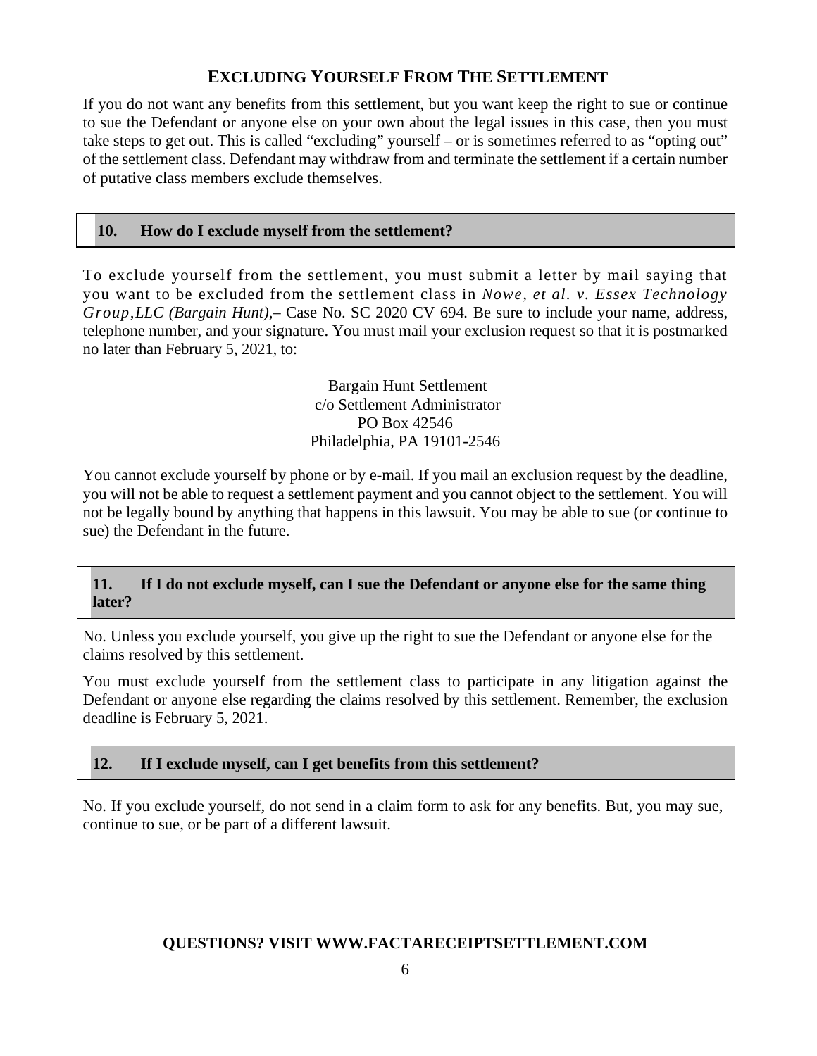## EXCLUDING YOURSELF FROM THE SETTLEMENT

If you do not want any benefits from this settlement, but you want keep the right to sue or continue to sue the Defendant or anyone else on your own about the legal issues in this case, then you must take steps to get out. This is called "excluding" yourself – or is sometimes referred to as "opting out" of the settlement class. Defendant may withdraw from and terminate the settlement if a certain number of putative class members exclude themselves.

### 10. How do I exclude myself from the settlement?

To exclude yourself from the settlement, you must submit a letter by mail saying that you want to be excluded from the settlement class in *Nowe, et al. v. Essex Technology Group,LLC (Bargain Hunt)*,– Case No. SC 2020 CV 694. Be sure to include your name, address, telephone number, and your signature. You must mail your exclusion request so that it is postmarked no later than February 5, 2021, to:

Bargain Hunt Settlement
c/o Settlement Administrator
PO Box 42546
Philadelphia, PA 19101-2546

You cannot exclude yourself by phone or by e-mail. If you mail an exclusion request by the deadline, you will not be able to request a settlement payment and you cannot object to the settlement. You will not be legally bound by anything that happens in this lawsuit. You may be able to sue (or continue to sue) the Defendant in the future.

### 11. If I do not exclude myself, can I sue the Defendant or anyone else for the same thing later?

No. Unless you exclude yourself, you give up the right to sue the Defendant or anyone else for the claims resolved by this settlement.

You must exclude yourself from the settlement class to participate in any litigation against the Defendant or anyone else regarding the claims resolved by this settlement. Remember, the exclusion deadline is February 5, 2021.

### 12. If I exclude myself, can I get benefits from this settlement?

No. If you exclude yourself, do not send in a claim form to ask for any benefits. But, you may sue, continue to sue, or be part of a different lawsuit.

**QUESTIONS? VISIT WWW.FACTARECEIPTSETTLEMENT.COM**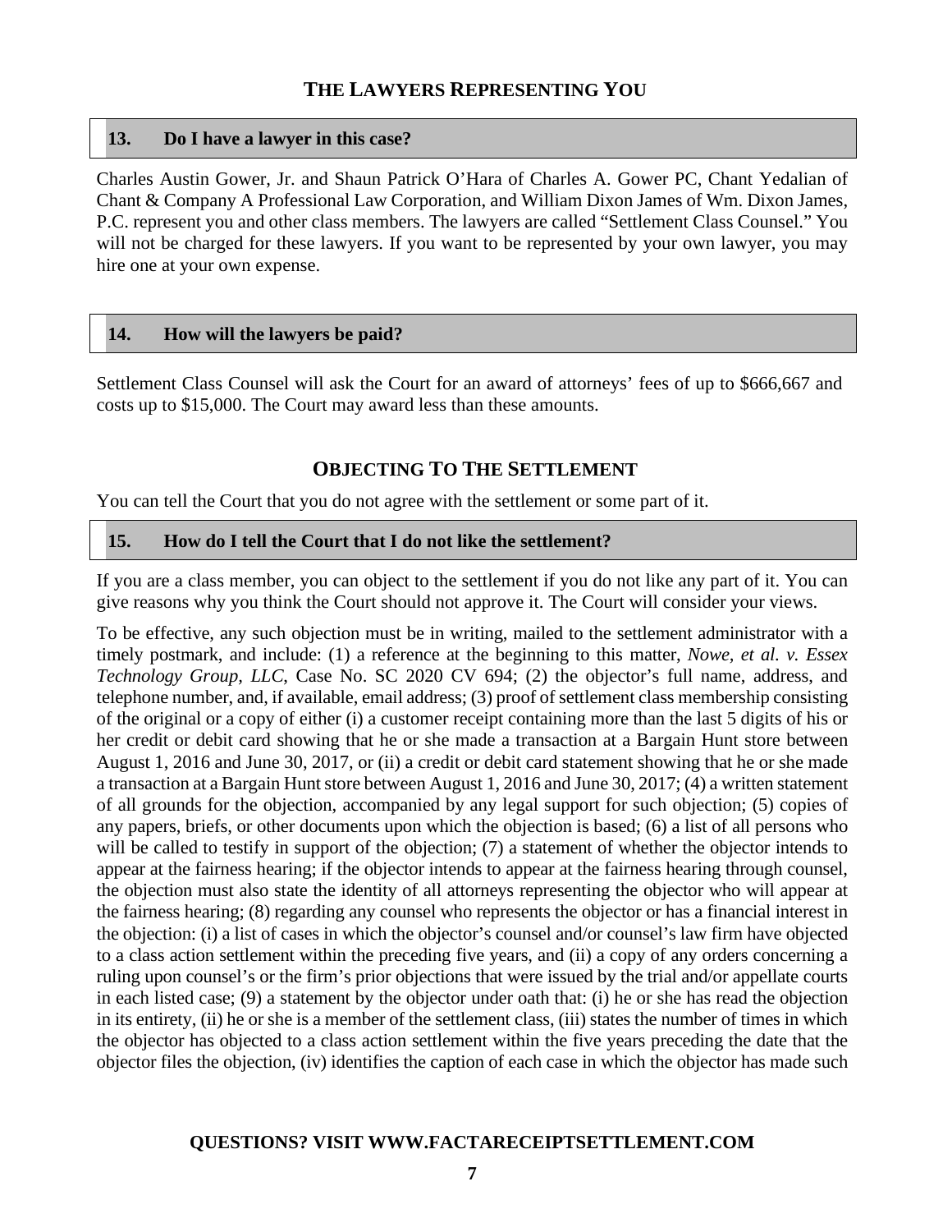## The Lawyers Representing You

### 13. Do I have a lawyer in this case?

Charles Austin Gower, Jr. and Shaun Patrick O'Hara of Charles A. Gower PC, Chant Yedalian of Chant & Company A Professional Law Corporation, and William Dixon James of Wm. Dixon James, P.C. represent you and other class members. The lawyers are called "Settlement Class Counsel." You will not be charged for these lawyers. If you want to be represented by your own lawyer, you may hire one at your own expense.

### 14. How will the lawyers be paid?

Settlement Class Counsel will ask the Court for an award of attorneys' fees of up to $666,667 and costs up to $15,000. The Court may award less than these amounts.

## Objecting To The Settlement

You can tell the Court that you do not agree with the settlement or some part of it.

### 15. How do I tell the Court that I do not like the settlement?

If you are a class member, you can object to the settlement if you do not like any part of it. You can give reasons why you think the Court should not approve it. The Court will consider your views.

To be effective, any such objection must be in writing, mailed to the settlement administrator with a timely postmark, and include: (1) a reference at the beginning to this matter, *Nowe, et al. v. Essex Technology Group, LLC*, Case No. SC 2020 CV 694; (2) the objector's full name, address, and telephone number, and, if available, email address; (3) proof of settlement class membership consisting of the original or a copy of either (i) a customer receipt containing more than the last 5 digits of his or her credit or debit card showing that he or she made a transaction at a Bargain Hunt store between August 1, 2016 and June 30, 2017, or (ii) a credit or debit card statement showing that he or she made a transaction at a Bargain Hunt store between August 1, 2016 and June 30, 2017; (4) a written statement of all grounds for the objection, accompanied by any legal support for such objection; (5) copies of any papers, briefs, or other documents upon which the objection is based; (6) a list of all persons who will be called to testify in support of the objection; (7) a statement of whether the objector intends to appear at the fairness hearing; if the objector intends to appear at the fairness hearing through counsel, the objection must also state the identity of all attorneys representing the objector who will appear at the fairness hearing; (8) regarding any counsel who represents the objector or has a financial interest in the objection: (i) a list of cases in which the objector's counsel and/or counsel's law firm have objected to a class action settlement within the preceding five years, and (ii) a copy of any orders concerning a ruling upon counsel's or the firm's prior objections that were issued by the trial and/or appellate courts in each listed case; (9) a statement by the objector under oath that: (i) he or she has read the objection in its entirety, (ii) he or she is a member of the settlement class, (iii) states the number of times in which the objector has objected to a class action settlement within the five years preceding the date that the objector files the objection, (iv) identifies the caption of each case in which the objector has made such

**QUESTIONS? VISIT WWW.FACTARECEIPTSETTLEMENT.COM**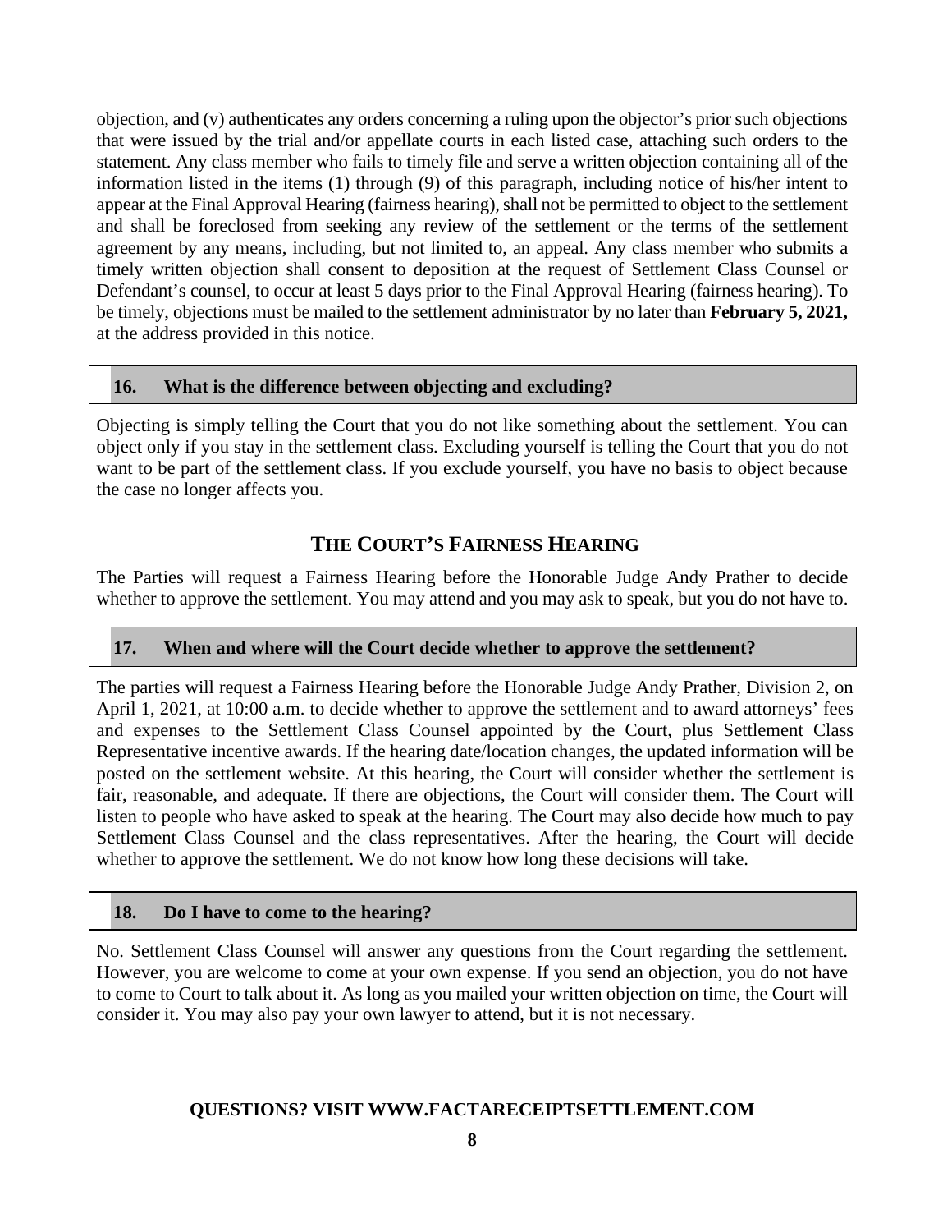objection, and (v) authenticates any orders concerning a ruling upon the objector's prior such objections that were issued by the trial and/or appellate courts in each listed case, attaching such orders to the statement. Any class member who fails to timely file and serve a written objection containing all of the information listed in the items (1) through (9) of this paragraph, including notice of his/her intent to appear at the Final Approval Hearing (fairness hearing), shall not be permitted to object to the settlement and shall be foreclosed from seeking any review of the settlement or the terms of the settlement agreement by any means, including, but not limited to, an appeal. Any class member who submits a timely written objection shall consent to deposition at the request of Settlement Class Counsel or Defendant's counsel, to occur at least 5 days prior to the Final Approval Hearing (fairness hearing). To be timely, objections must be mailed to the settlement administrator by no later than **February 5, 2021,** at the address provided in this notice.

### 16. What is the difference between objecting and excluding?

Objecting is simply telling the Court that you do not like something about the settlement. You can object only if you stay in the settlement class. Excluding yourself is telling the Court that you do not want to be part of the settlement class. If you exclude yourself, you have no basis to object because the case no longer affects you.

## THE COURT'S FAIRNESS HEARING

The Parties will request a Fairness Hearing before the Honorable Judge Andy Prather to decide whether to approve the settlement. You may attend and you may ask to speak, but you do not have to.

### 17. When and where will the Court decide whether to approve the settlement?

The parties will request a Fairness Hearing before the Honorable Judge Andy Prather, Division 2, on April 1, 2021, at 10:00 a.m. to decide whether to approve the settlement and to award attorneys' fees and expenses to the Settlement Class Counsel appointed by the Court, plus Settlement Class Representative incentive awards. If the hearing date/location changes, the updated information will be posted on the settlement website. At this hearing, the Court will consider whether the settlement is fair, reasonable, and adequate. If there are objections, the Court will consider them. The Court will listen to people who have asked to speak at the hearing. The Court may also decide how much to pay Settlement Class Counsel and the class representatives. After the hearing, the Court will decide whether to approve the settlement. We do not know how long these decisions will take.

### 18. Do I have to come to the hearing?

No. Settlement Class Counsel will answer any questions from the Court regarding the settlement. However, you are welcome to come at your own expense. If you send an objection, you do not have to come to Court to talk about it. As long as you mailed your written objection on time, the Court will consider it. You may also pay your own lawyer to attend, but it is not necessary.

**QUESTIONS? VISIT WWW.FACTARECEIPTSETTLEMENT.COM**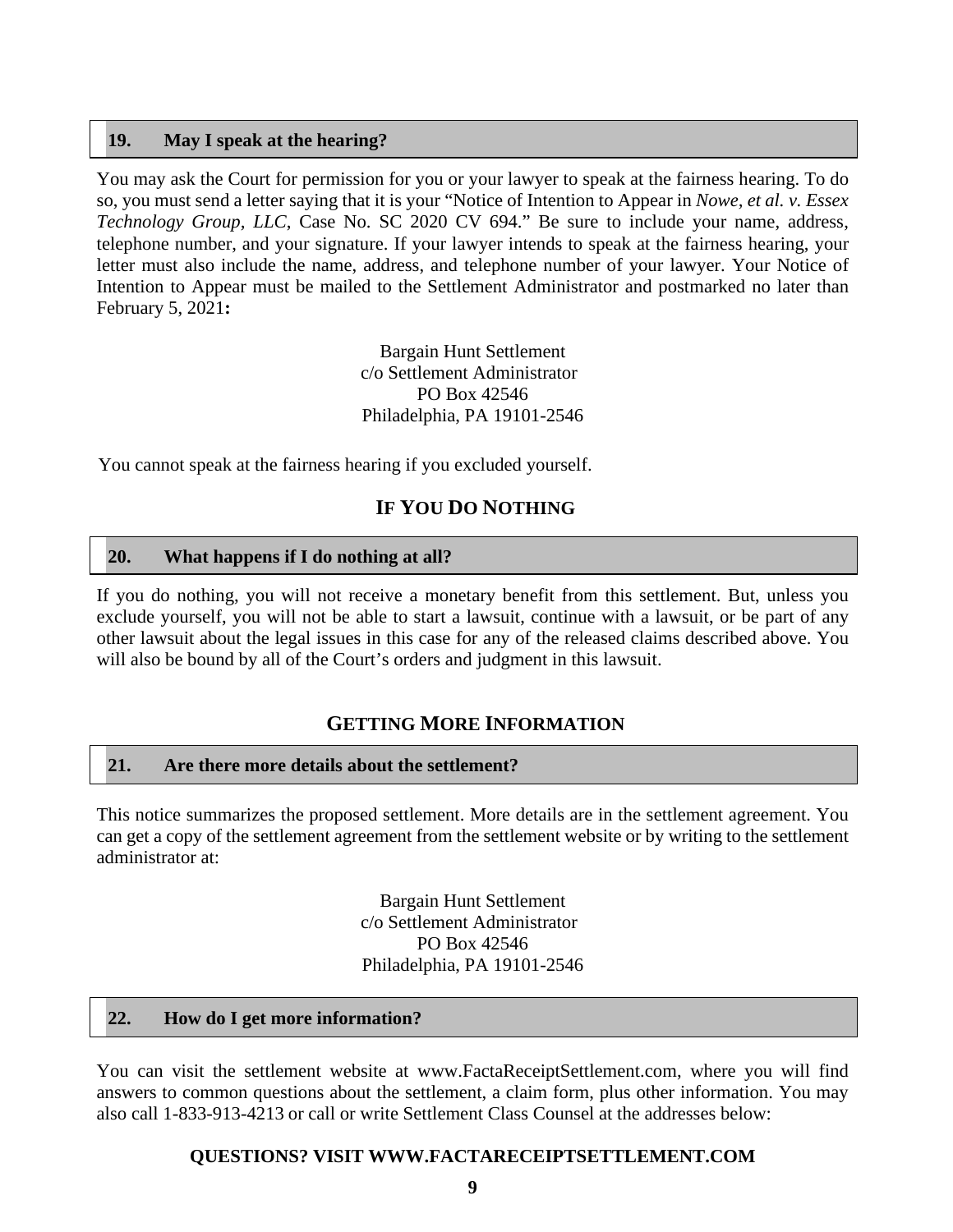### 19. May I speak at the hearing?

You may ask the Court for permission for you or your lawyer to speak at the fairness hearing. To do so, you must send a letter saying that it is your "Notice of Intention to Appear in *Nowe, et al. v. Essex Technology Group, LLC*, Case No. SC 2020 CV 694." Be sure to include your name, address, telephone number, and your signature. If your lawyer intends to speak at the fairness hearing, your letter must also include the name, address, and telephone number of your lawyer. Your Notice of Intention to Appear must be mailed to the Settlement Administrator and postmarked no later than February 5, 2021**:**

Bargain Hunt Settlement  
c/o Settlement Administrator  
PO Box 42546  
Philadelphia, PA 19101-2546

You cannot speak at the fairness hearing if you excluded yourself.

## IF YOU DO NOTHING

### 20. What happens if I do nothing at all?

If you do nothing, you will not receive a monetary benefit from this settlement. But, unless you exclude yourself, you will not be able to start a lawsuit, continue with a lawsuit, or be part of any other lawsuit about the legal issues in this case for any of the released claims described above. You will also be bound by all of the Court's orders and judgment in this lawsuit.

## GETTING MORE INFORMATION

### 21. Are there more details about the settlement?

This notice summarizes the proposed settlement. More details are in the settlement agreement. You can get a copy of the settlement agreement from the settlement website or by writing to the settlement administrator at:

Bargain Hunt Settlement  
c/o Settlement Administrator  
PO Box 42546  
Philadelphia, PA 19101-2546

### 22. How do I get more information?

You can visit the settlement website at www.FactaReceiptSettlement.com, where you will find answers to common questions about the settlement, a claim form, plus other information. You may also call 1-833-913-4213 or call or write Settlement Class Counsel at the addresses below:

**QUESTIONS? VISIT WWW.FACTARECEIPTSETTLEMENT.COM**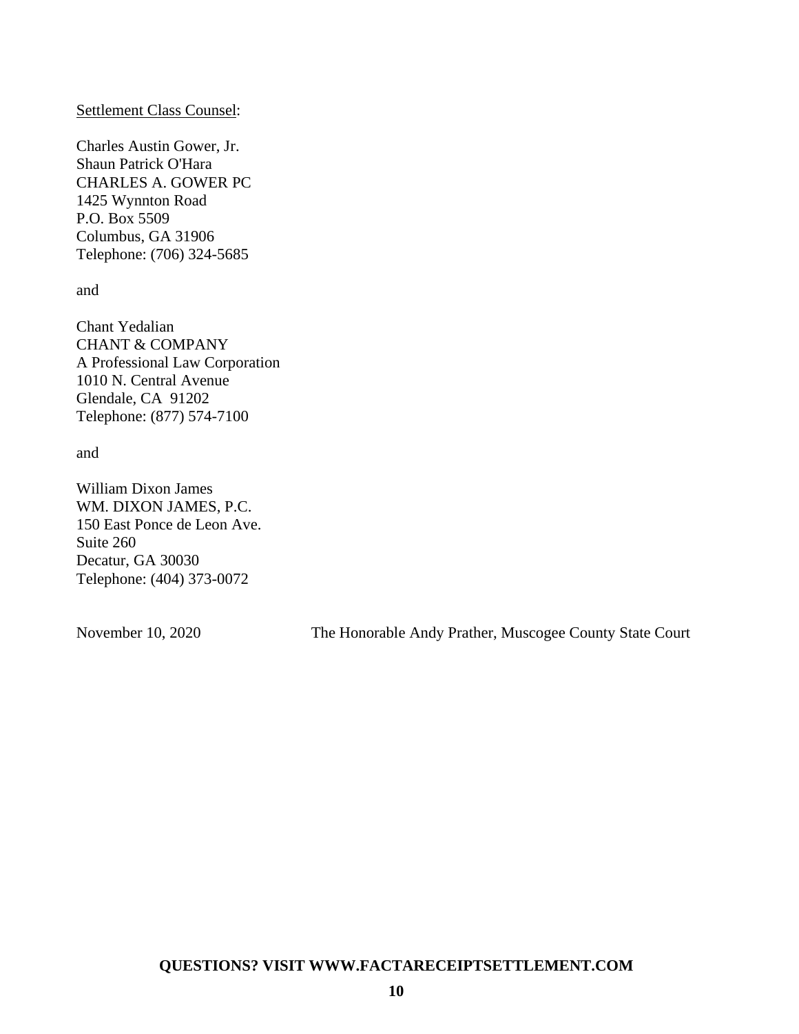<u>Settlement Class Counsel</u>:

Charles Austin Gower, Jr.
Shaun Patrick O'Hara
CHARLES A. GOWER PC
1425 Wynnton Road
P.O. Box 5509
Columbus, GA 31906
Telephone: (706) 324-5685

and

Chant Yedalian
CHANT & COMPANY
A Professional Law Corporation
1010 N. Central Avenue
Glendale, CA 91202
Telephone: (877) 574-7100

and

William Dixon James
WM. DIXON JAMES, P.C.
150 East Ponce de Leon Ave.
Suite 260
Decatur, GA 30030
Telephone: (404) 373-0072

November 10, 2020 The Honorable Andy Prather, Muscogee County State Court

**QUESTIONS? VISIT WWW.FACTARECEIPTSETTLEMENT.COM**